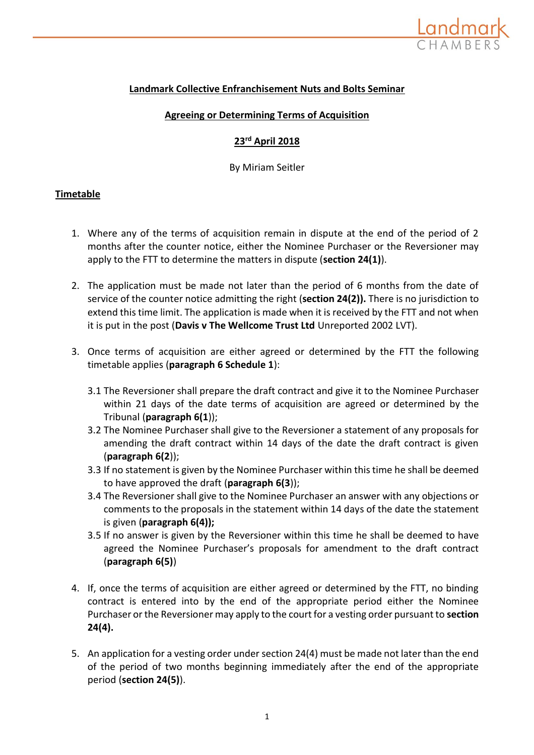**Landmark Collective Enfranchisement Nuts and Bolts Seminar**

**Agreeing or Determining Terms of Acquisition**

**23rd April 2018**

By Miriam Seitler

**Timetable**

1. Where any of the terms of acquisition remain in dispute at the end of the period of 2 months after the counter notice, either the Nominee Purchaser or the Reversioner may apply to the FTT to determine the matters in dispute (**section 24(1)**).

2. The application must be made not later than the period of 6 months from the date of service of the counter notice admitting the right (**section 24(2)).** There is no jurisdiction to extend this time limit. The application is made when it is received by the FTT and not when it is put in the post (**Davis v The Wellcome Trust Ltd** Unreported 2002 LVT).

3. Once terms of acquisition are either agreed or determined by the FTT the following timetable applies (**paragraph 6 Schedule 1**):

   3.1 The Reversioner shall prepare the draft contract and give it to the Nominee Purchaser within 21 days of the date terms of acquisition are agreed or determined by the Tribunal (**paragraph 6(1**));

   3.2 The Nominee Purchaser shall give to the Reversioner a statement of any proposals for amending the draft contract within 14 days of the date the draft contract is given (**paragraph 6(2**));

   3.3 If no statement is given by the Nominee Purchaser within this time he shall be deemed to have approved the draft (**paragraph 6(3**));

   3.4 The Reversioner shall give to the Nominee Purchaser an answer with any objections or comments to the proposals in the statement within 14 days of the date the statement is given (**paragraph 6(4));**

   3.5 If no answer is given by the Reversioner within this time he shall be deemed to have agreed the Nominee Purchaser's proposals for amendment to the draft contract (**paragraph 6(5)**)

4. If, once the terms of acquisition are either agreed or determined by the FTT, no binding contract is entered into by the end of the appropriate period either the Nominee Purchaser or the Reversioner may apply to the court for a vesting order pursuant to **section 24(4).**

5. An application for a vesting order under section 24(4) must be made not later than the end of the period of two months beginning immediately after the end of the appropriate period (**section 24(5)**).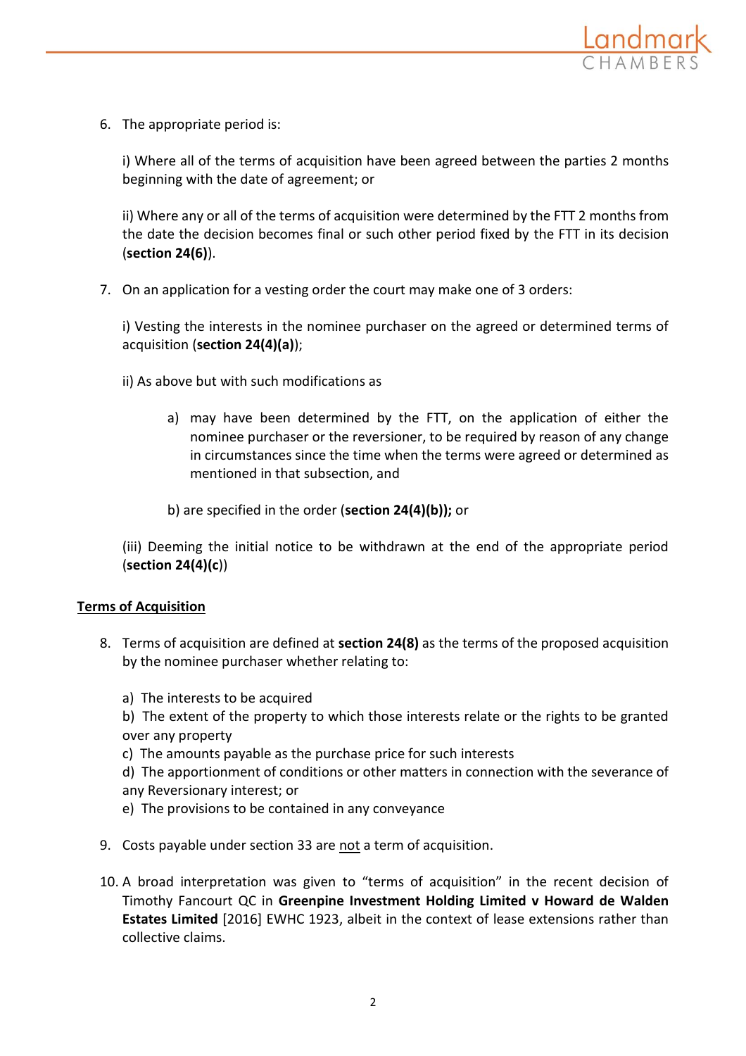6. The appropriate period is:

   i) Where all of the terms of acquisition have been agreed between the parties 2 months beginning with the date of agreement; or

   ii) Where any or all of the terms of acquisition were determined by the FTT 2 months from the date the decision becomes final or such other period fixed by the FTT in its decision (**section 24(6)**).

7. On an application for a vesting order the court may make one of 3 orders:

   i) Vesting the interests in the nominee purchaser on the agreed or determined terms of acquisition (**section 24(4)(a)**);

   ii) As above but with such modifications as

      a) may have been determined by the FTT, on the application of either the nominee purchaser or the reversioner, to be required by reason of any change in circumstances since the time when the terms were agreed or determined as mentioned in that subsection, and

      b) are specified in the order (**section 24(4)(b));** or

   (iii) Deeming the initial notice to be withdrawn at the end of the appropriate period (**section 24(4)(c)**)

**Terms of Acquisition**

8. Terms of acquisition are defined at **section 24(8)** as the terms of the proposed acquisition by the nominee purchaser whether relating to:

   a) The interests to be acquired
   b) The extent of the property to which those interests relate or the rights to be granted over any property
   c) The amounts payable as the purchase price for such interests
   d) The apportionment of conditions or other matters in connection with the severance of any Reversionary interest; or
   e) The provisions to be contained in any conveyance

9. Costs payable under section 33 are not a term of acquisition.

10. A broad interpretation was given to "terms of acquisition" in the recent decision of Timothy Fancourt QC in **Greenpine Investment Holding Limited v Howard de Walden Estates Limited** [2016] EWHC 1923, albeit in the context of lease extensions rather than collective claims.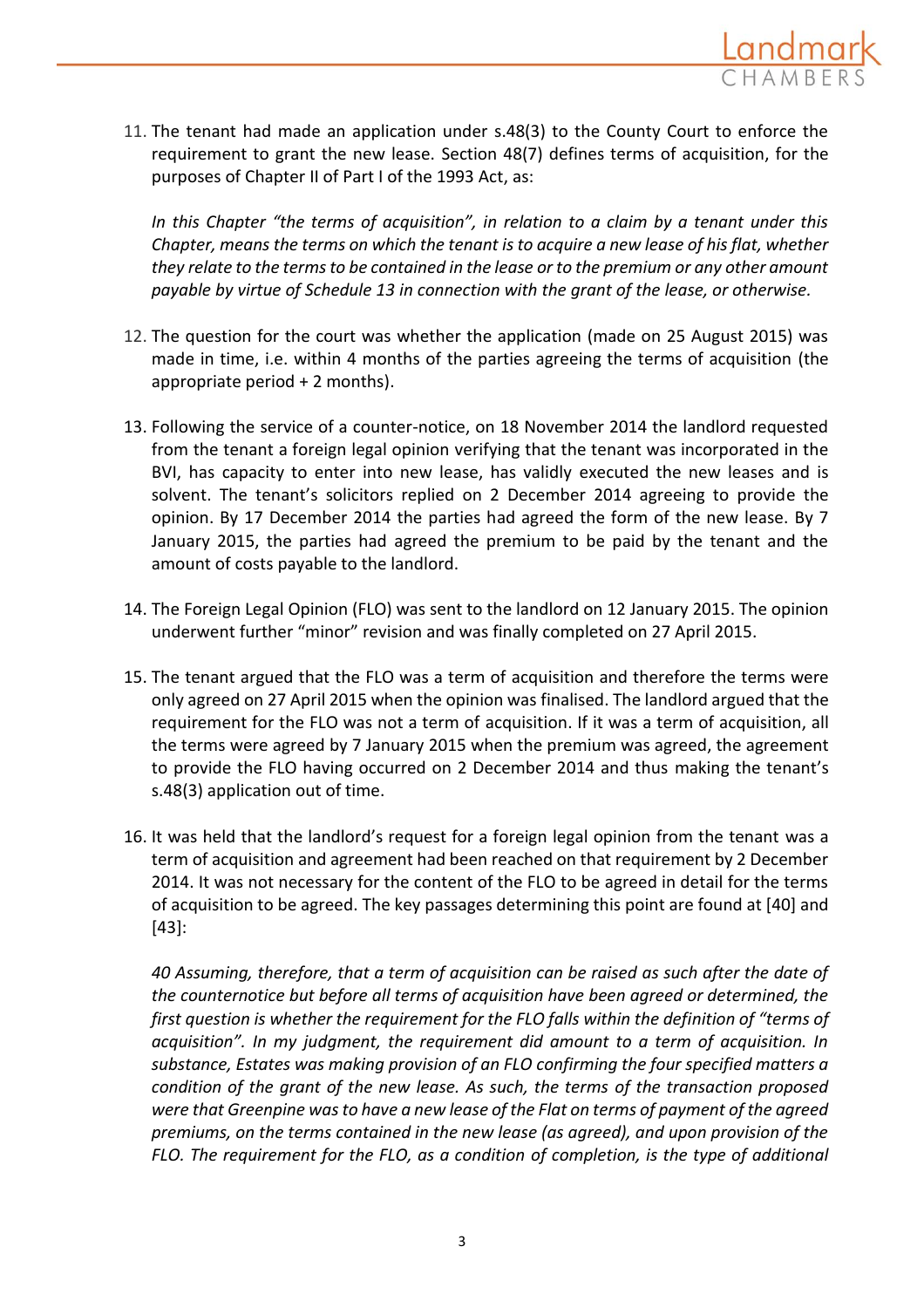11. The tenant had made an application under s.48(3) to the County Court to enforce the requirement to grant the new lease. Section 48(7) defines terms of acquisition, for the purposes of Chapter II of Part I of the 1993 Act, as:

*In this Chapter "the terms of acquisition", in relation to a claim by a tenant under this Chapter, means the terms on which the tenant is to acquire a new lease of his flat, whether they relate to the terms to be contained in the lease or to the premium or any other amount payable by virtue of Schedule 13 in connection with the grant of the lease, or otherwise.*

12. The question for the court was whether the application (made on 25 August 2015) was made in time, i.e. within 4 months of the parties agreeing the terms of acquisition (the appropriate period + 2 months).

13. Following the service of a counter-notice, on 18 November 2014 the landlord requested from the tenant a foreign legal opinion verifying that the tenant was incorporated in the BVI, has capacity to enter into new lease, has validly executed the new leases and is solvent. The tenant's solicitors replied on 2 December 2014 agreeing to provide the opinion. By 17 December 2014 the parties had agreed the form of the new lease. By 7 January 2015, the parties had agreed the premium to be paid by the tenant and the amount of costs payable to the landlord.

14. The Foreign Legal Opinion (FLO) was sent to the landlord on 12 January 2015. The opinion underwent further "minor" revision and was finally completed on 27 April 2015.

15. The tenant argued that the FLO was a term of acquisition and therefore the terms were only agreed on 27 April 2015 when the opinion was finalised. The landlord argued that the requirement for the FLO was not a term of acquisition. If it was a term of acquisition, all the terms were agreed by 7 January 2015 when the premium was agreed, the agreement to provide the FLO having occurred on 2 December 2014 and thus making the tenant's s.48(3) application out of time.

16. It was held that the landlord's request for a foreign legal opinion from the tenant was a term of acquisition and agreement had been reached on that requirement by 2 December 2014. It was not necessary for the content of the FLO to be agreed in detail for the terms of acquisition to be agreed. The key passages determining this point are found at [40] and [43]:

*40 Assuming, therefore, that a term of acquisition can be raised as such after the date of the counternotice but before all terms of acquisition have been agreed or determined, the first question is whether the requirement for the FLO falls within the definition of "terms of acquisition". In my judgment, the requirement did amount to a term of acquisition. In substance, Estates was making provision of an FLO confirming the four specified matters a condition of the grant of the new lease. As such, the terms of the transaction proposed were that Greenpine was to have a new lease of the Flat on terms of payment of the agreed premiums, on the terms contained in the new lease (as agreed), and upon provision of the FLO. The requirement for the FLO, as a condition of completion, is the type of additional*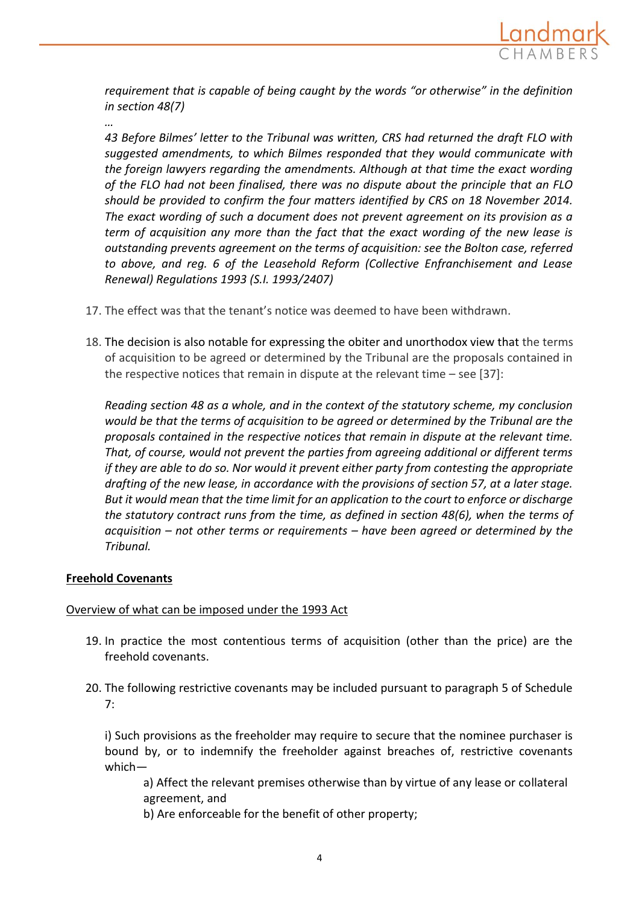*requirement that is capable of being caught by the words "or otherwise" in the definition in section 48(7)*

*…*

*43 Before Bilmes' letter to the Tribunal was written, CRS had returned the draft FLO with suggested amendments, to which Bilmes responded that they would communicate with the foreign lawyers regarding the amendments. Although at that time the exact wording of the FLO had not been finalised, there was no dispute about the principle that an FLO should be provided to confirm the four matters identified by CRS on 18 November 2014. The exact wording of such a document does not prevent agreement on its provision as a term of acquisition any more than the fact that the exact wording of the new lease is outstanding prevents agreement on the terms of acquisition: see the Bolton case, referred to above, and reg. 6 of the Leasehold Reform (Collective Enfranchisement and Lease Renewal) Regulations 1993 (S.I. 1993/2407)*

17. The effect was that the tenant's notice was deemed to have been withdrawn.

18. The decision is also notable for expressing the obiter and unorthodox view that the terms of acquisition to be agreed or determined by the Tribunal are the proposals contained in the respective notices that remain in dispute at the relevant time – see [37]:

    *Reading section 48 as a whole, and in the context of the statutory scheme, my conclusion would be that the terms of acquisition to be agreed or determined by the Tribunal are the proposals contained in the respective notices that remain in dispute at the relevant time. That, of course, would not prevent the parties from agreeing additional or different terms if they are able to do so. Nor would it prevent either party from contesting the appropriate drafting of the new lease, in accordance with the provisions of section 57, at a later stage. But it would mean that the time limit for an application to the court to enforce or discharge the statutory contract runs from the time, as defined in section 48(6), when the terms of acquisition – not other terms or requirements – have been agreed or determined by the Tribunal.*

## Freehold Covenants

### Overview of what can be imposed under the 1993 Act

19. In practice the most contentious terms of acquisition (other than the price) are the freehold covenants.

20. The following restrictive covenants may be included pursuant to paragraph 5 of Schedule 7:

    i) Such provisions as the freeholder may require to secure that the nominee purchaser is bound by, or to indemnify the freeholder against breaches of, restrictive covenants which—

    a) Affect the relevant premises otherwise than by virtue of any lease or collateral agreement, and

    b) Are enforceable for the benefit of other property;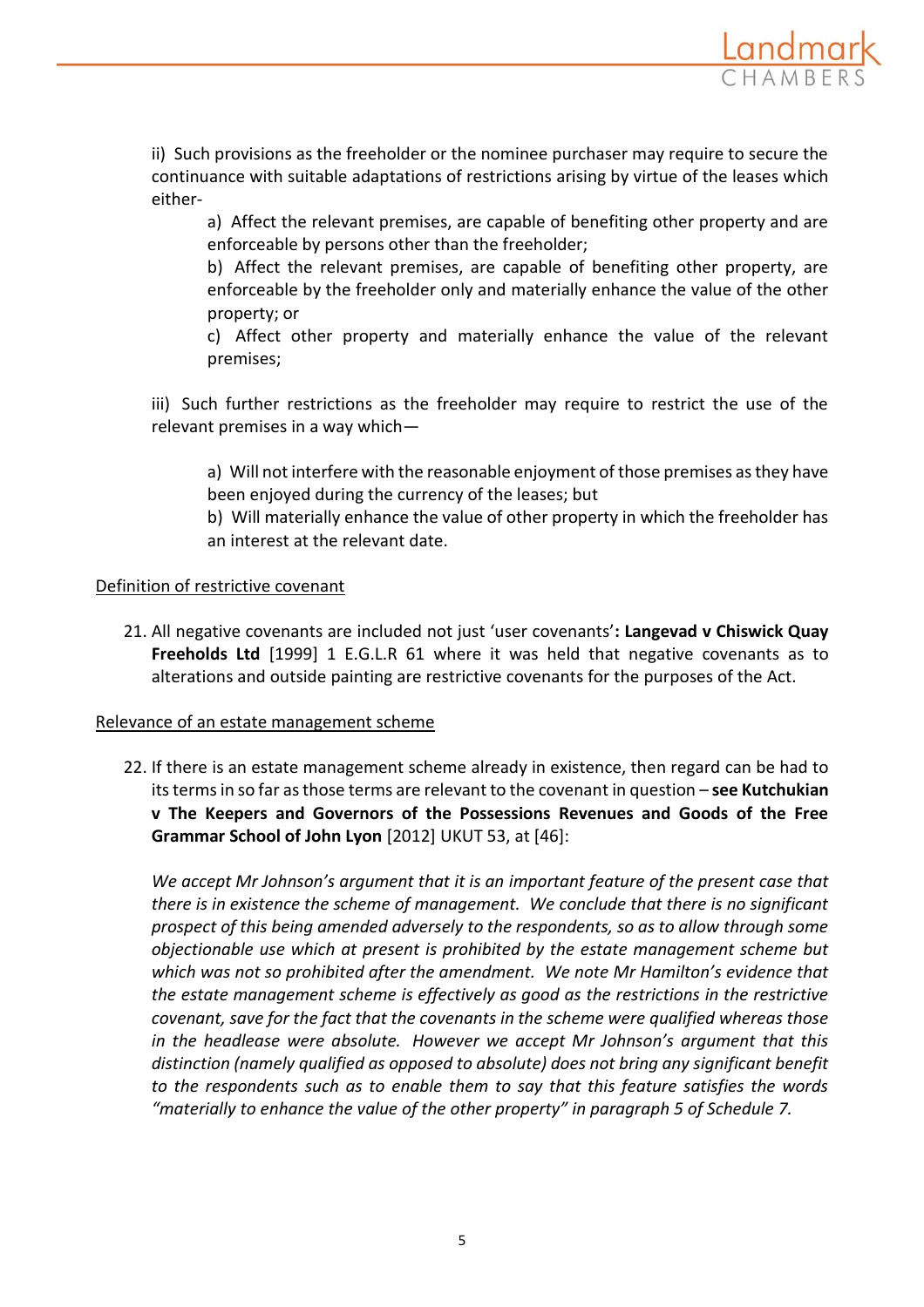ii) Such provisions as the freeholder or the nominee purchaser may require to secure the continuance with suitable adaptations of restrictions arising by virtue of the leases which either-

> a) Affect the relevant premises, are capable of benefiting other property and are enforceable by persons other than the freeholder;
>
> b) Affect the relevant premises, are capable of benefiting other property, are enforceable by the freeholder only and materially enhance the value of the other property; or
>
> c) Affect other property and materially enhance the value of the relevant premises;

iii) Such further restrictions as the freeholder may require to restrict the use of the relevant premises in a way which—

> a) Will not interfere with the reasonable enjoyment of those premises as they have been enjoyed during the currency of the leases; but
>
> b) Will materially enhance the value of other property in which the freeholder has an interest at the relevant date.

<u>Definition of restrictive covenant</u>

21. All negative covenants are included not just 'user covenants'**: Langevad v Chiswick Quay Freeholds Ltd** [1999] 1 E.G.L.R 61 where it was held that negative covenants as to alterations and outside painting are restrictive covenants for the purposes of the Act.

<u>Relevance of an estate management scheme</u>

22. If there is an estate management scheme already in existence, then regard can be had to its terms in so far as those terms are relevant to the covenant in question – **see Kutchukian v The Keepers and Governors of the Possessions Revenues and Goods of the Free Grammar School of John Lyon** [2012] UKUT 53, at [46]:

    *We accept Mr Johnson's argument that it is an important feature of the present case that there is in existence the scheme of management. We conclude that there is no significant prospect of this being amended adversely to the respondents, so as to allow through some objectionable use which at present is prohibited by the estate management scheme but which was not so prohibited after the amendment. We note Mr Hamilton's evidence that the estate management scheme is effectively as good as the restrictions in the restrictive covenant, save for the fact that the covenants in the scheme were qualified whereas those in the headlease were absolute. However we accept Mr Johnson's argument that this distinction (namely qualified as opposed to absolute) does not bring any significant benefit to the respondents such as to enable them to say that this feature satisfies the words "materially to enhance the value of the other property" in paragraph 5 of Schedule 7.*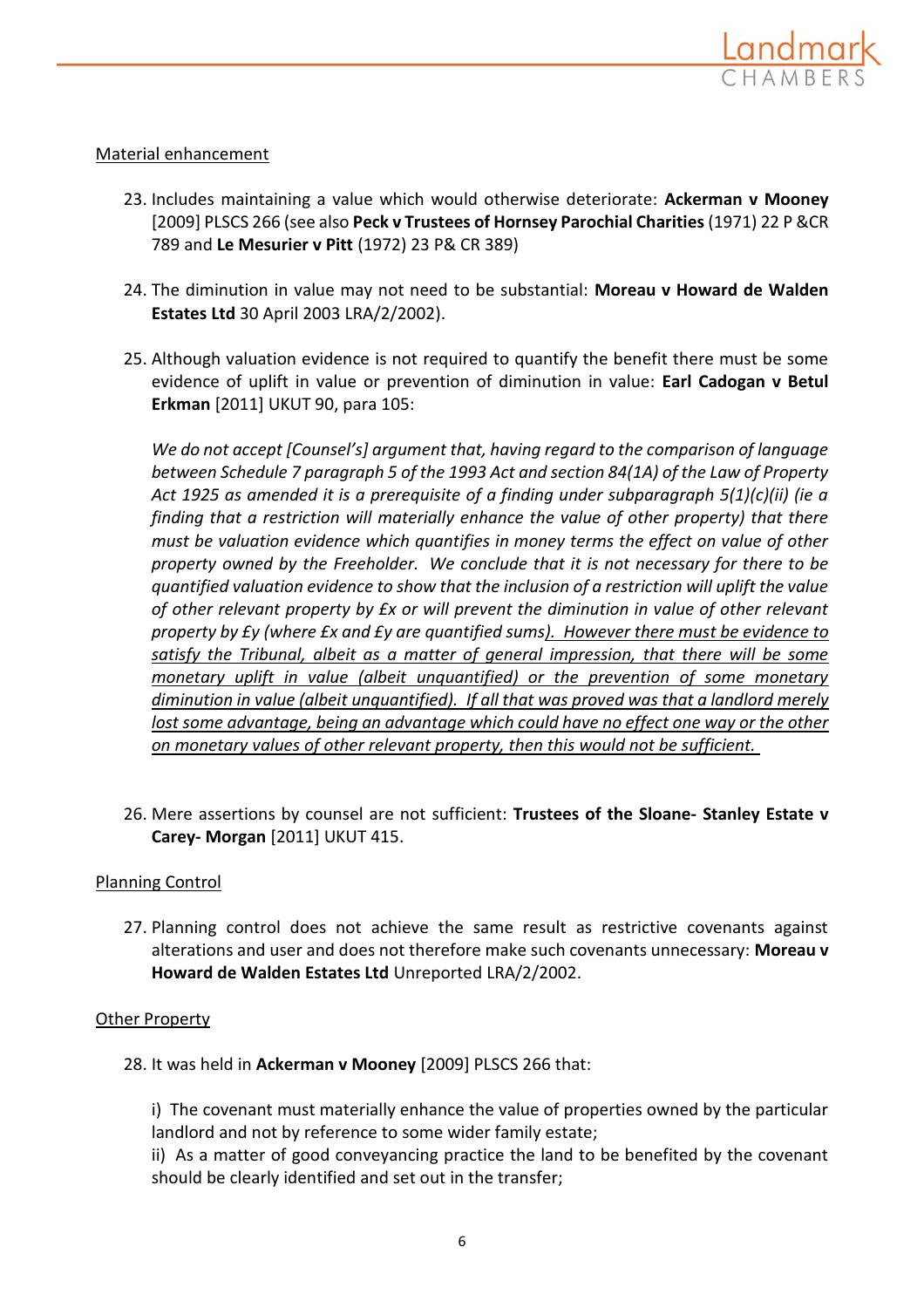Material enhancement

23. Includes maintaining a value which would otherwise deteriorate: **Ackerman v Mooney** [2009] PLSCS 266 (see also **Peck v Trustees of Hornsey Parochial Charities** (1971) 22 P &CR 789 and **Le Mesurier v Pitt** (1972) 23 P& CR 389)

24. The diminution in value may not need to be substantial: **Moreau v Howard de Walden Estates Ltd** 30 April 2003 LRA/2/2002).

25. Although valuation evidence is not required to quantify the benefit there must be some evidence of uplift in value or prevention of diminution in value: **Earl Cadogan v Betul Erkman** [2011] UKUT 90, para 105:

    *We do not accept [Counsel's] argument that, having regard to the comparison of language between Schedule 7 paragraph 5 of the 1993 Act and section 84(1A) of the Law of Property Act 1925 as amended it is a prerequisite of a finding under subparagraph 5(1)(c)(ii) (ie a finding that a restriction will materially enhance the value of other property) that there must be valuation evidence which quantifies in money terms the effect on value of other property owned by the Freeholder. We conclude that it is not necessary for there to be quantified valuation evidence to show that the inclusion of a restriction will uplift the value of other relevant property by £x or will prevent the diminution in value of other relevant property by £y (where £x and £y are quantified sums). <u>However there must be evidence to satisfy the Tribunal, albeit as a matter of general impression, that there will be some monetary uplift in value (albeit unquantified) or the prevention of some monetary diminution in value (albeit unquantified). If all that was proved was that a landlord merely lost some advantage, being an advantage which could have no effect one way or the other on monetary values of other relevant property, then this would not be sufficient.</u>*

26. Mere assertions by counsel are not sufficient: **Trustees of the Sloane- Stanley Estate v Carey- Morgan** [2011] UKUT 415.

Planning Control

27. Planning control does not achieve the same result as restrictive covenants against alterations and user and does not therefore make such covenants unnecessary: **Moreau v Howard de Walden Estates Ltd** Unreported LRA/2/2002.

Other Property

28. It was held in **Ackerman v Mooney** [2009] PLSCS 266 that:

    i) The covenant must materially enhance the value of properties owned by the particular landlord and not by reference to some wider family estate;
    ii) As a matter of good conveyancing practice the land to be benefited by the covenant should be clearly identified and set out in the transfer;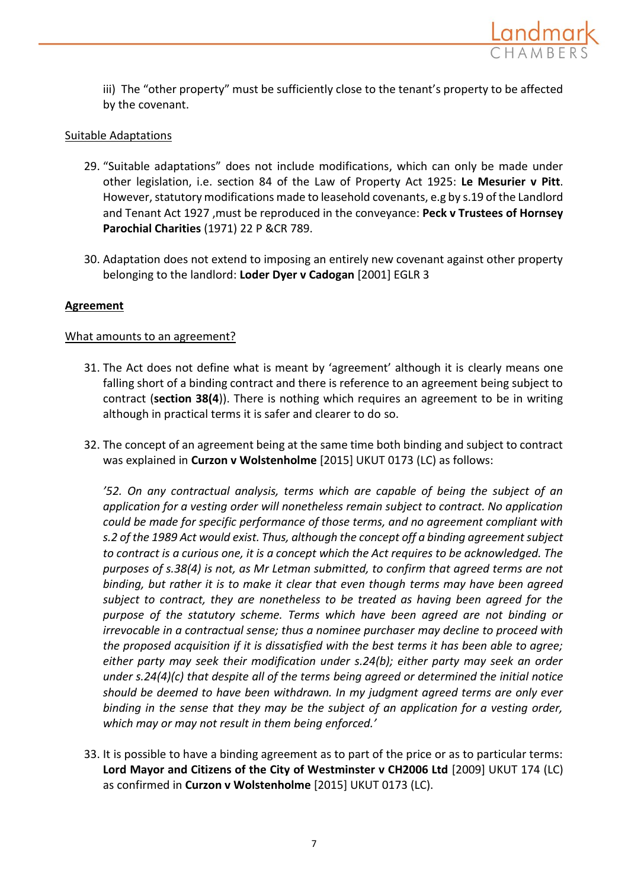iii) The "other property" must be sufficiently close to the tenant's property to be affected by the covenant.

Suitable Adaptations

29. "Suitable adaptations" does not include modifications, which can only be made under other legislation, i.e. section 84 of the Law of Property Act 1925: **Le Mesurier v Pitt**. However, statutory modifications made to leasehold covenants, e.g by s.19 of the Landlord and Tenant Act 1927 ,must be reproduced in the conveyance: **Peck v Trustees of Hornsey Parochial Charities** (1971) 22 P &CR 789.

30. Adaptation does not extend to imposing an entirely new covenant against other property belonging to the landlord: **Loder Dyer v Cadogan** [2001] EGLR 3

**Agreement**

What amounts to an agreement?

31. The Act does not define what is meant by 'agreement' although it is clearly means one falling short of a binding contract and there is reference to an agreement being subject to contract (**section 38(4)**). There is nothing which requires an agreement to be in writing although in practical terms it is safer and clearer to do so.

32. The concept of an agreement being at the same time both binding and subject to contract was explained in **Curzon v Wolstenholme** [2015] UKUT 0173 (LC) as follows:

*'52. On any contractual analysis, terms which are capable of being the subject of an application for a vesting order will nonetheless remain subject to contract. No application could be made for specific performance of those terms, and no agreement compliant with s.2 of the 1989 Act would exist. Thus, although the concept off a binding agreement subject to contract is a curious one, it is a concept which the Act requires to be acknowledged. The purposes of s.38(4) is not, as Mr Letman submitted, to confirm that agreed terms are not binding, but rather it is to make it clear that even though terms may have been agreed subject to contract, they are nonetheless to be treated as having been agreed for the purpose of the statutory scheme. Terms which have been agreed are not binding or irrevocable in a contractual sense; thus a nominee purchaser may decline to proceed with the proposed acquisition if it is dissatisfied with the best terms it has been able to agree; either party may seek their modification under s.24(b); either party may seek an order under s.24(4)(c) that despite all of the terms being agreed or determined the initial notice should be deemed to have been withdrawn. In my judgment agreed terms are only ever binding in the sense that they may be the subject of an application for a vesting order, which may or may not result in them being enforced.'*

33. It is possible to have a binding agreement as to part of the price or as to particular terms: **Lord Mayor and Citizens of the City of Westminster v CH2006 Ltd** [2009] UKUT 174 (LC) as confirmed in **Curzon v Wolstenholme** [2015] UKUT 0173 (LC).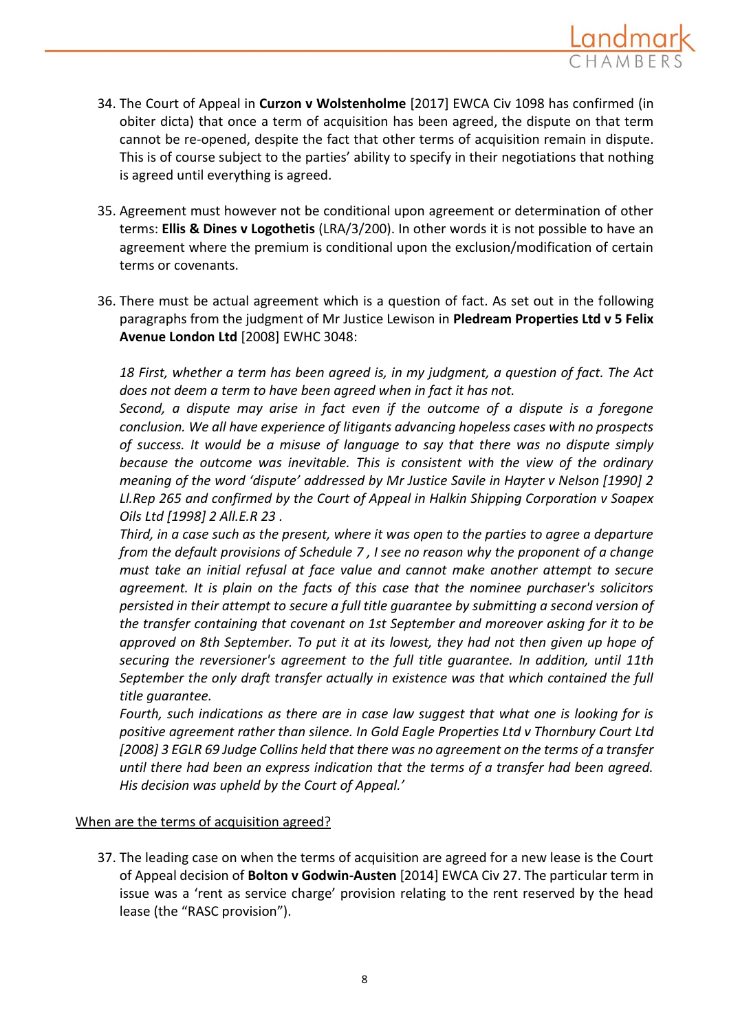34. The Court of Appeal in **Curzon v Wolstenholme** [2017] EWCA Civ 1098 has confirmed (in obiter dicta) that once a term of acquisition has been agreed, the dispute on that term cannot be re-opened, despite the fact that other terms of acquisition remain in dispute. This is of course subject to the parties' ability to specify in their negotiations that nothing is agreed until everything is agreed.

35. Agreement must however not be conditional upon agreement or determination of other terms: **Ellis & Dines v Logothetis** (LRA/3/200). In other words it is not possible to have an agreement where the premium is conditional upon the exclusion/modification of certain terms or covenants.

36. There must be actual agreement which is a question of fact. As set out in the following paragraphs from the judgment of Mr Justice Lewison in **Pledream Properties Ltd v 5 Felix Avenue London Ltd** [2008] EWHC 3048:

    *18 First, whether a term has been agreed is, in my judgment, a question of fact. The Act does not deem a term to have been agreed when in fact it has not.*
    *Second, a dispute may arise in fact even if the outcome of a dispute is a foregone conclusion. We all have experience of litigants advancing hopeless cases with no prospects of success. It would be a misuse of language to say that there was no dispute simply because the outcome was inevitable. This is consistent with the view of the ordinary meaning of the word 'dispute' addressed by Mr Justice Savile in Hayter v Nelson [1990] 2 Ll.Rep 265 and confirmed by the Court of Appeal in Halkin Shipping Corporation v Soapex Oils Ltd [1998] 2 All.E.R 23 .*
    *Third, in a case such as the present, where it was open to the parties to agree a departure from the default provisions of Schedule 7 , I see no reason why the proponent of a change must take an initial refusal at face value and cannot make another attempt to secure agreement. It is plain on the facts of this case that the nominee purchaser's solicitors persisted in their attempt to secure a full title guarantee by submitting a second version of the transfer containing that covenant on 1st September and moreover asking for it to be approved on 8th September. To put it at its lowest, they had not then given up hope of securing the reversioner's agreement to the full title guarantee. In addition, until 11th September the only draft transfer actually in existence was that which contained the full title guarantee.*
    *Fourth, such indications as there are in case law suggest that what one is looking for is positive agreement rather than silence. In Gold Eagle Properties Ltd v Thornbury Court Ltd [2008] 3 EGLR 69 Judge Collins held that there was no agreement on the terms of a transfer until there had been an express indication that the terms of a transfer had been agreed. His decision was upheld by the Court of Appeal.'*

<u>When are the terms of acquisition agreed?</u>

37. The leading case on when the terms of acquisition are agreed for a new lease is the Court of Appeal decision of **Bolton v Godwin-Austen** [2014] EWCA Civ 27. The particular term in issue was a 'rent as service charge' provision relating to the rent reserved by the head lease (the "RASC provision").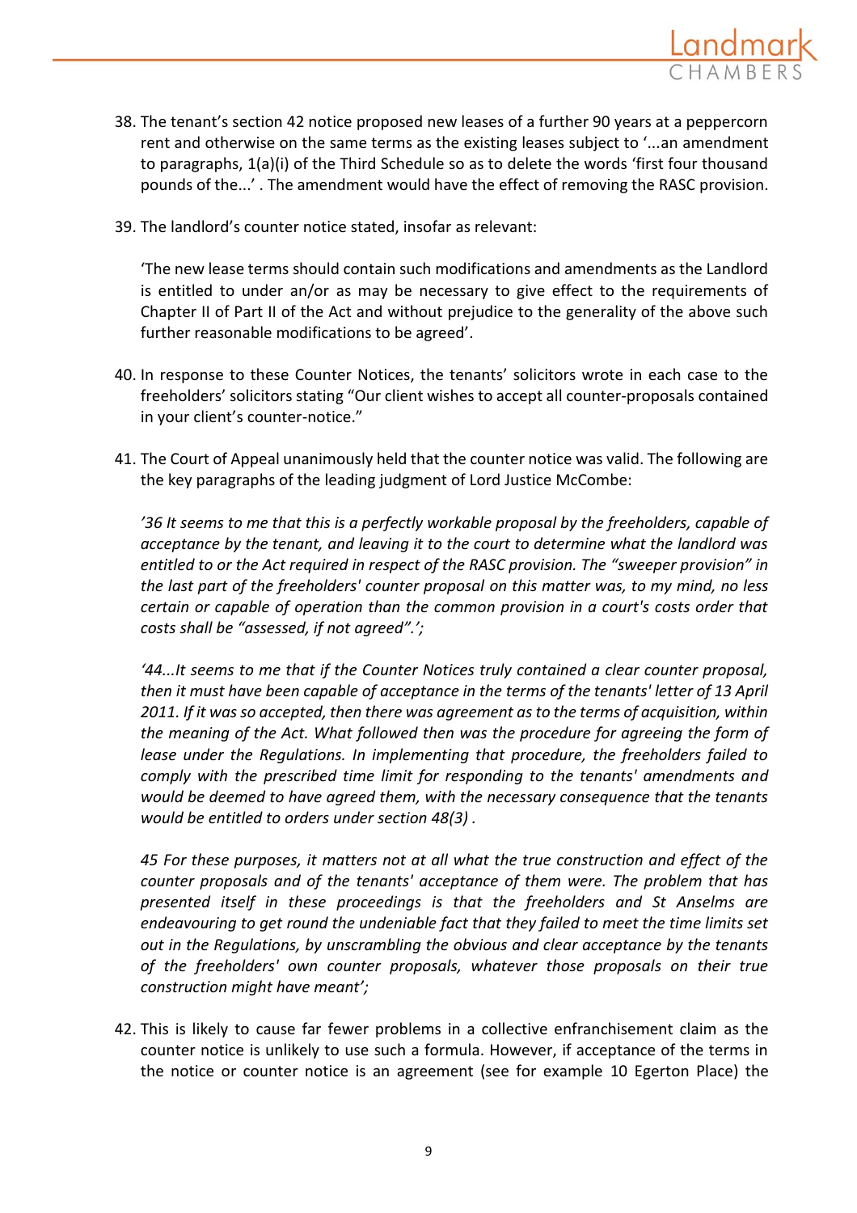38. The tenant's section 42 notice proposed new leases of a further 90 years at a peppercorn rent and otherwise on the same terms as the existing leases subject to '...an amendment to paragraphs, 1(a)(i) of the Third Schedule so as to delete the words 'first four thousand pounds of the...' . The amendment would have the effect of removing the RASC provision.

39. The landlord's counter notice stated, insofar as relevant:

    'The new lease terms should contain such modifications and amendments as the Landlord is entitled to under an/or as may be necessary to give effect to the requirements of Chapter II of Part II of the Act and without prejudice to the generality of the above such further reasonable modifications to be agreed'.

40. In response to these Counter Notices, the tenants' solicitors wrote in each case to the freeholders' solicitors stating "Our client wishes to accept all counter-proposals contained in your client's counter-notice."

41. The Court of Appeal unanimously held that the counter notice was valid. The following are the key paragraphs of the leading judgment of Lord Justice McCombe:

    *'36 It seems to me that this is a perfectly workable proposal by the freeholders, capable of acceptance by the tenant, and leaving it to the court to determine what the landlord was entitled to or the Act required in respect of the RASC provision. The "sweeper provision" in the last part of the freeholders' counter proposal on this matter was, to my mind, no less certain or capable of operation than the common provision in a court's costs order that costs shall be "assessed, if not agreed".';*

    *'44...It seems to me that if the Counter Notices truly contained a clear counter proposal, then it must have been capable of acceptance in the terms of the tenants' letter of 13 April 2011. If it was so accepted, then there was agreement as to the terms of acquisition, within the meaning of the Act. What followed then was the procedure for agreeing the form of lease under the Regulations. In implementing that procedure, the freeholders failed to comply with the prescribed time limit for responding to the tenants' amendments and would be deemed to have agreed them, with the necessary consequence that the tenants would be entitled to orders under section 48(3) .*

    *45 For these purposes, it matters not at all what the true construction and effect of the counter proposals and of the tenants' acceptance of them were. The problem that has presented itself in these proceedings is that the freeholders and St Anselms are endeavouring to get round the undeniable fact that they failed to meet the time limits set out in the Regulations, by unscrambling the obvious and clear acceptance by the tenants of the freeholders' own counter proposals, whatever those proposals on their true construction might have meant';*

42. This is likely to cause far fewer problems in a collective enfranchisement claim as the counter notice is unlikely to use such a formula. However, if acceptance of the terms in the notice or counter notice is an agreement (see for example 10 Egerton Place) the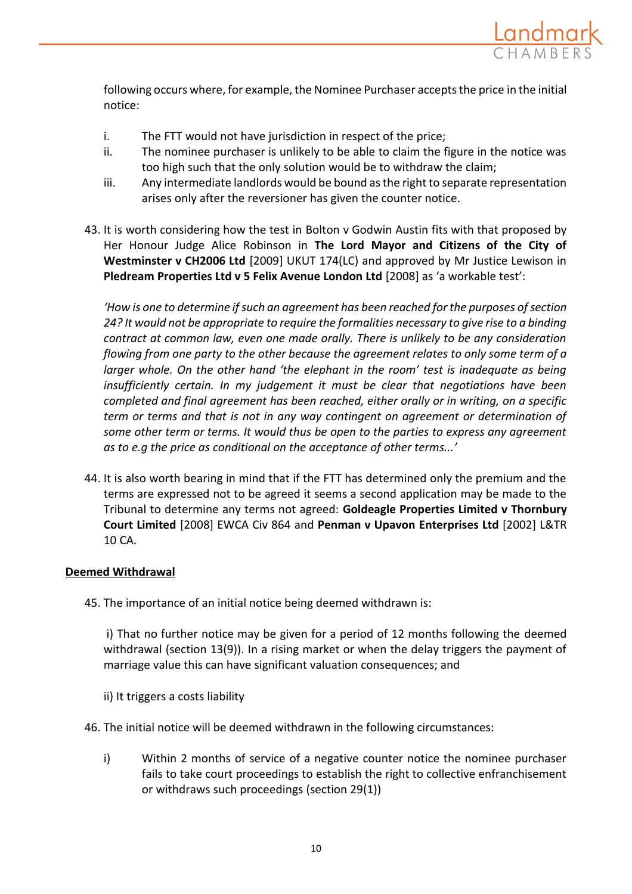following occurs where, for example, the Nominee Purchaser accepts the price in the initial notice:

i. The FTT would not have jurisdiction in respect of the price;
ii. The nominee purchaser is unlikely to be able to claim the figure in the notice was too high such that the only solution would be to withdraw the claim;
iii. Any intermediate landlords would be bound as the right to separate representation arises only after the reversioner has given the counter notice.

43. It is worth considering how the test in Bolton v Godwin Austin fits with that proposed by Her Honour Judge Alice Robinson in **The Lord Mayor and Citizens of the City of Westminster v CH2006 Ltd** [2009] UKUT 174(LC) and approved by Mr Justice Lewison in **Pledream Properties Ltd v 5 Felix Avenue London Ltd** [2008] as 'a workable test':

*'How is one to determine if such an agreement has been reached for the purposes of section 24? It would not be appropriate to require the formalities necessary to give rise to a binding contract at common law, even one made orally. There is unlikely to be any consideration flowing from one party to the other because the agreement relates to only some term of a larger whole. On the other hand 'the elephant in the room' test is inadequate as being insufficiently certain. In my judgement it must be clear that negotiations have been completed and final agreement has been reached, either orally or in writing, on a specific term or terms and that is not in any way contingent on agreement or determination of some other term or terms. It would thus be open to the parties to express any agreement as to e.g the price as conditional on the acceptance of other terms...'*

44. It is also worth bearing in mind that if the FTT has determined only the premium and the terms are expressed not to be agreed it seems a second application may be made to the Tribunal to determine any terms not agreed: **Goldeagle Properties Limited v Thornbury Court Limited** [2008] EWCA Civ 864 and **Penman v Upavon Enterprises Ltd** [2002] L&TR 10 CA.

## Deemed Withdrawal

45. The importance of an initial notice being deemed withdrawn is:

i) That no further notice may be given for a period of 12 months following the deemed withdrawal (section 13(9)). In a rising market or when the delay triggers the payment of marriage value this can have significant valuation consequences; and

ii) It triggers a costs liability

46. The initial notice will be deemed withdrawn in the following circumstances:

i) Within 2 months of service of a negative counter notice the nominee purchaser fails to take court proceedings to establish the right to collective enfranchisement or withdraws such proceedings (section 29(1))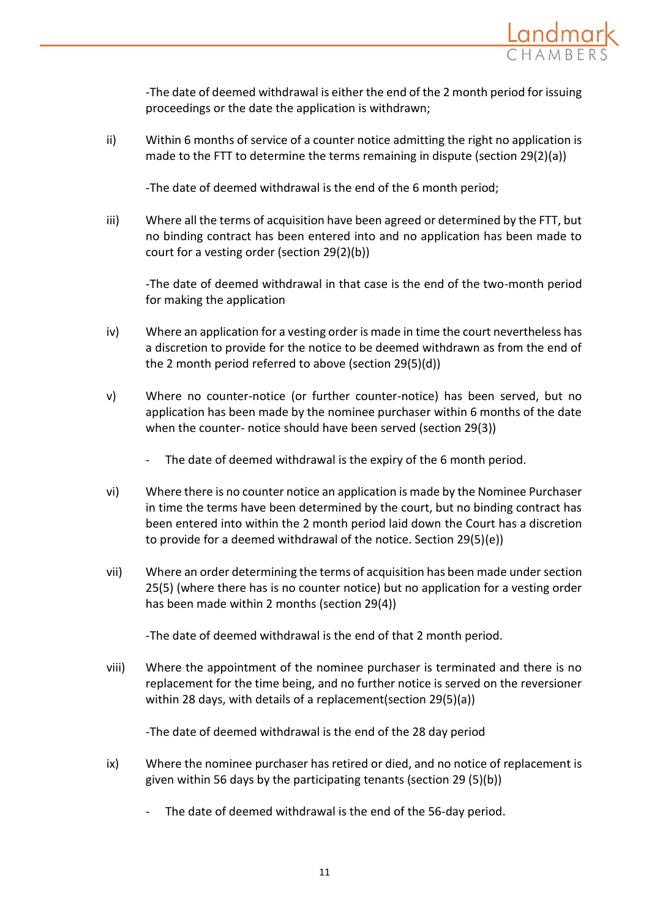-The date of deemed withdrawal is either the end of the 2 month period for issuing proceedings or the date the application is withdrawn;

ii) Within 6 months of service of a counter notice admitting the right no application is made to the FTT to determine the terms remaining in dispute (section 29(2)(a))

-The date of deemed withdrawal is the end of the 6 month period;

iii) Where all the terms of acquisition have been agreed or determined by the FTT, but no binding contract has been entered into and no application has been made to court for a vesting order (section 29(2)(b))

-The date of deemed withdrawal in that case is the end of the two-month period for making the application

iv) Where an application for a vesting order is made in time the court nevertheless has a discretion to provide for the notice to be deemed withdrawn as from the end of the 2 month period referred to above (section 29(5)(d))

v) Where no counter-notice (or further counter-notice) has been served, but no application has been made by the nominee purchaser within 6 months of the date when the counter- notice should have been served (section 29(3))

- The date of deemed withdrawal is the expiry of the 6 month period.

vi) Where there is no counter notice an application is made by the Nominee Purchaser in time the terms have been determined by the court, but no binding contract has been entered into within the 2 month period laid down the Court has a discretion to provide for a deemed withdrawal of the notice. Section 29(5)(e))

vii) Where an order determining the terms of acquisition has been made under section 25(5) (where there has is no counter notice) but no application for a vesting order has been made within 2 months (section 29(4))

-The date of deemed withdrawal is the end of that 2 month period.

viii) Where the appointment of the nominee purchaser is terminated and there is no replacement for the time being, and no further notice is served on the reversioner within 28 days, with details of a replacement(section 29(5)(a))

-The date of deemed withdrawal is the end of the 28 day period

ix) Where the nominee purchaser has retired or died, and no notice of replacement is given within 56 days by the participating tenants (section 29 (5)(b))

- The date of deemed withdrawal is the end of the 56-day period.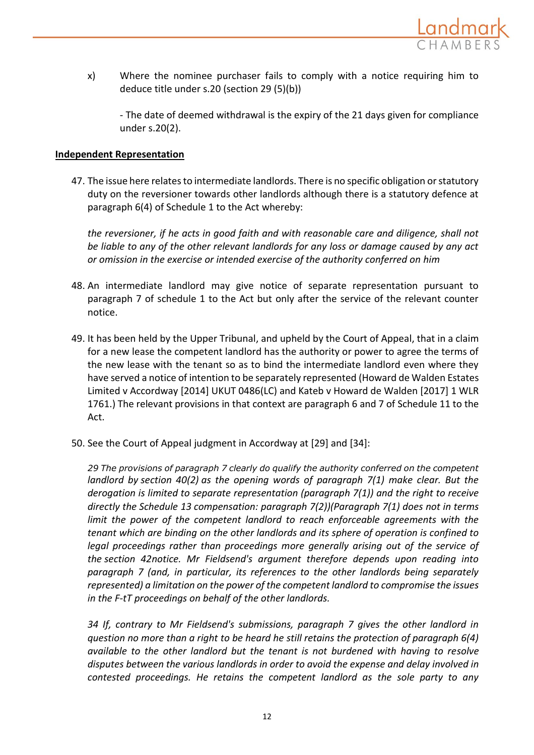x) Where the nominee purchaser fails to comply with a notice requiring him to deduce title under s.20 (section 29 (5)(b))

   - The date of deemed withdrawal is the expiry of the 21 days given for compliance under s.20(2).

**Independent Representation**

47. The issue here relates to intermediate landlords. There is no specific obligation or statutory duty on the reversioner towards other landlords although there is a statutory defence at paragraph 6(4) of Schedule 1 to the Act whereby:

    *the reversioner, if he acts in good faith and with reasonable care and diligence, shall not be liable to any of the other relevant landlords for any loss or damage caused by any act or omission in the exercise or intended exercise of the authority conferred on him*

48. An intermediate landlord may give notice of separate representation pursuant to paragraph 7 of schedule 1 to the Act but only after the service of the relevant counter notice.

49. It has been held by the Upper Tribunal, and upheld by the Court of Appeal, that in a claim for a new lease the competent landlord has the authority or power to agree the terms of the new lease with the tenant so as to bind the intermediate landlord even where they have served a notice of intention to be separately represented (Howard de Walden Estates Limited v Accordway [2014] UKUT 0486(LC) and Kateb v Howard de Walden [2017] 1 WLR 1761.) The relevant provisions in that context are paragraph 6 and 7 of Schedule 11 to the Act.

50. See the Court of Appeal judgment in Accordway at [29] and [34]:

    *29 The provisions of paragraph 7 clearly do qualify the authority conferred on the competent landlord by section 40(2) as the opening words of paragraph 7(1) make clear. But the derogation is limited to separate representation (paragraph 7(1)) and the right to receive directly the Schedule 13 compensation: paragraph 7(2))(Paragraph 7(1) does not in terms limit the power of the competent landlord to reach enforceable agreements with the tenant which are binding on the other landlords and its sphere of operation is confined to legal proceedings rather than proceedings more generally arising out of the service of the section 42notice. Mr Fieldsend's argument therefore depends upon reading into paragraph 7 (and, in particular, its references to the other landlords being separately represented) a limitation on the power of the competent landlord to compromise the issues in the F-tT proceedings on behalf of the other landlords.*

    *34 If, contrary to Mr Fieldsend's submissions, paragraph 7 gives the other landlord in question no more than a right to be heard he still retains the protection of paragraph 6(4) available to the other landlord but the tenant is not burdened with having to resolve disputes between the various landlords in order to avoid the expense and delay involved in contested proceedings. He retains the competent landlord as the sole party to any*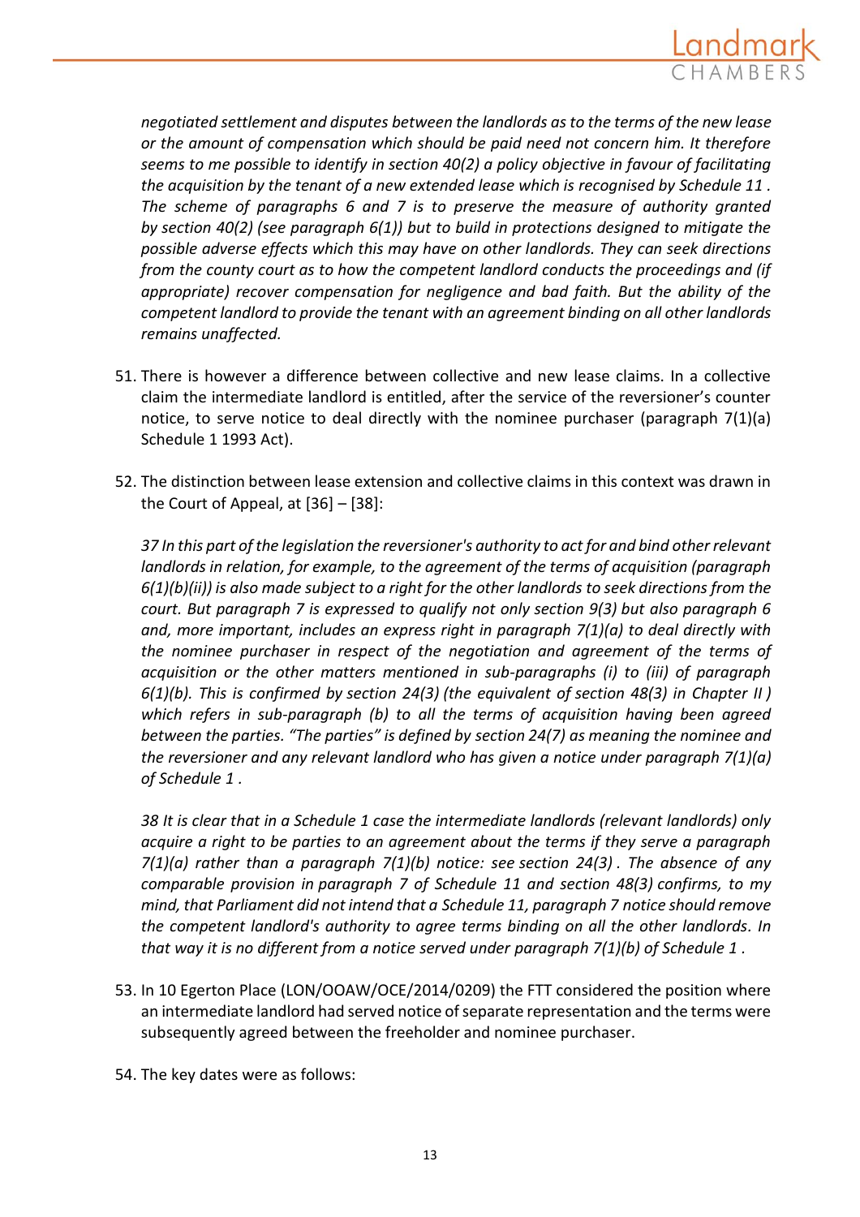*negotiated settlement and disputes between the landlords as to the terms of the new lease or the amount of compensation which should be paid need not concern him. It therefore seems to me possible to identify in section 40(2) a policy objective in favour of facilitating the acquisition by the tenant of a new extended lease which is recognised by Schedule 11 . The scheme of paragraphs 6 and 7 is to preserve the measure of authority granted by section 40(2) (see paragraph 6(1)) but to build in protections designed to mitigate the possible adverse effects which this may have on other landlords. They can seek directions from the county court as to how the competent landlord conducts the proceedings and (if appropriate) recover compensation for negligence and bad faith. But the ability of the competent landlord to provide the tenant with an agreement binding on all other landlords remains unaffected.*

51. There is however a difference between collective and new lease claims. In a collective claim the intermediate landlord is entitled, after the service of the reversioner's counter notice, to serve notice to deal directly with the nominee purchaser (paragraph 7(1)(a) Schedule 1 1993 Act).

52. The distinction between lease extension and collective claims in this context was drawn in the Court of Appeal, at [36] – [38]:

    *37 In this part of the legislation the reversioner's authority to act for and bind other relevant landlords in relation, for example, to the agreement of the terms of acquisition (paragraph 6(1)(b)(ii)) is also made subject to a right for the other landlords to seek directions from the court. But paragraph 7 is expressed to qualify not only section 9(3) but also paragraph 6 and, more important, includes an express right in paragraph 7(1)(a) to deal directly with the nominee purchaser in respect of the negotiation and agreement of the terms of acquisition or the other matters mentioned in sub-paragraphs (i) to (iii) of paragraph 6(1)(b). This is confirmed by section 24(3) (the equivalent of section 48(3) in Chapter II ) which refers in sub-paragraph (b) to all the terms of acquisition having been agreed between the parties. "The parties" is defined by section 24(7) as meaning the nominee and the reversioner and any relevant landlord who has given a notice under paragraph 7(1)(a) of Schedule 1 .*

    *38 It is clear that in a Schedule 1 case the intermediate landlords (relevant landlords) only acquire a right to be parties to an agreement about the terms if they serve a paragraph 7(1)(a) rather than a paragraph 7(1)(b) notice: see section 24(3) . The absence of any comparable provision in paragraph 7 of Schedule 11 and section 48(3) confirms, to my mind, that Parliament did not intend that a Schedule 11, paragraph 7 notice should remove the competent landlord's authority to agree terms binding on all the other landlords. In that way it is no different from a notice served under paragraph 7(1)(b) of Schedule 1 .*

53. In 10 Egerton Place (LON/OOAW/OCE/2014/0209) the FTT considered the position where an intermediate landlord had served notice of separate representation and the terms were subsequently agreed between the freeholder and nominee purchaser.

54. The key dates were as follows: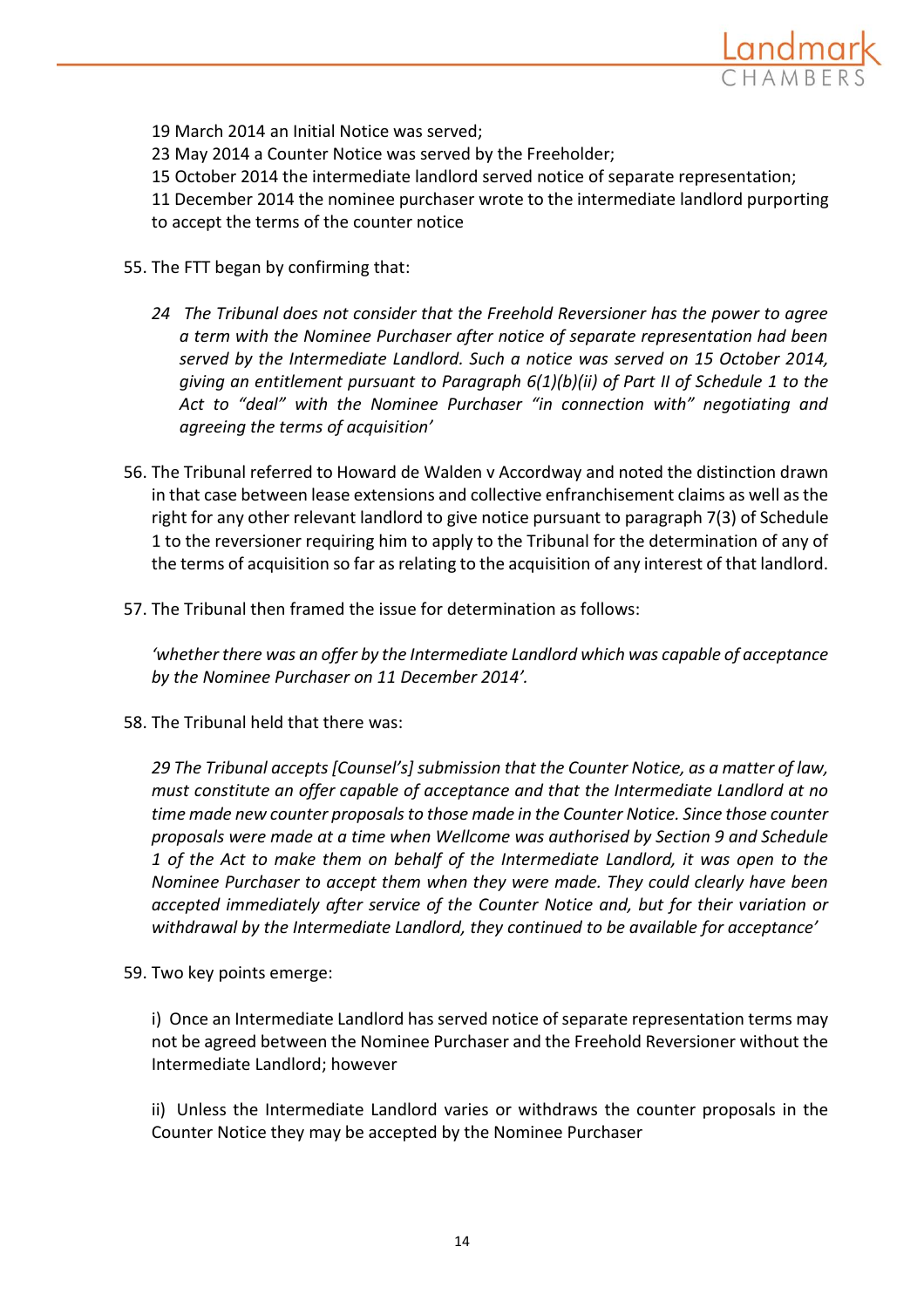19 March 2014 an Initial Notice was served;
23 May 2014 a Counter Notice was served by the Freeholder;
15 October 2014 the intermediate landlord served notice of separate representation;
11 December 2014 the nominee purchaser wrote to the intermediate landlord purporting to accept the terms of the counter notice

55. The FTT began by confirming that:

    *24 The Tribunal does not consider that the Freehold Reversioner has the power to agree a term with the Nominee Purchaser after notice of separate representation had been served by the Intermediate Landlord. Such a notice was served on 15 October 2014, giving an entitlement pursuant to Paragraph 6(1)(b)(ii) of Part II of Schedule 1 to the Act to "deal" with the Nominee Purchaser "in connection with" negotiating and agreeing the terms of acquisition'*

56. The Tribunal referred to Howard de Walden v Accordway and noted the distinction drawn in that case between lease extensions and collective enfranchisement claims as well as the right for any other relevant landlord to give notice pursuant to paragraph 7(3) of Schedule 1 to the reversioner requiring him to apply to the Tribunal for the determination of any of the terms of acquisition so far as relating to the acquisition of any interest of that landlord.

57. The Tribunal then framed the issue for determination as follows:

    *'whether there was an offer by the Intermediate Landlord which was capable of acceptance by the Nominee Purchaser on 11 December 2014'.*

58. The Tribunal held that there was:

    *29 The Tribunal accepts [Counsel's] submission that the Counter Notice, as a matter of law, must constitute an offer capable of acceptance and that the Intermediate Landlord at no time made new counter proposals to those made in the Counter Notice. Since those counter proposals were made at a time when Wellcome was authorised by Section 9 and Schedule 1 of the Act to make them on behalf of the Intermediate Landlord, it was open to the Nominee Purchaser to accept them when they were made. They could clearly have been accepted immediately after service of the Counter Notice and, but for their variation or withdrawal by the Intermediate Landlord, they continued to be available for acceptance'*

59. Two key points emerge:

    i) Once an Intermediate Landlord has served notice of separate representation terms may not be agreed between the Nominee Purchaser and the Freehold Reversioner without the Intermediate Landlord; however

    ii) Unless the Intermediate Landlord varies or withdraws the counter proposals in the Counter Notice they may be accepted by the Nominee Purchaser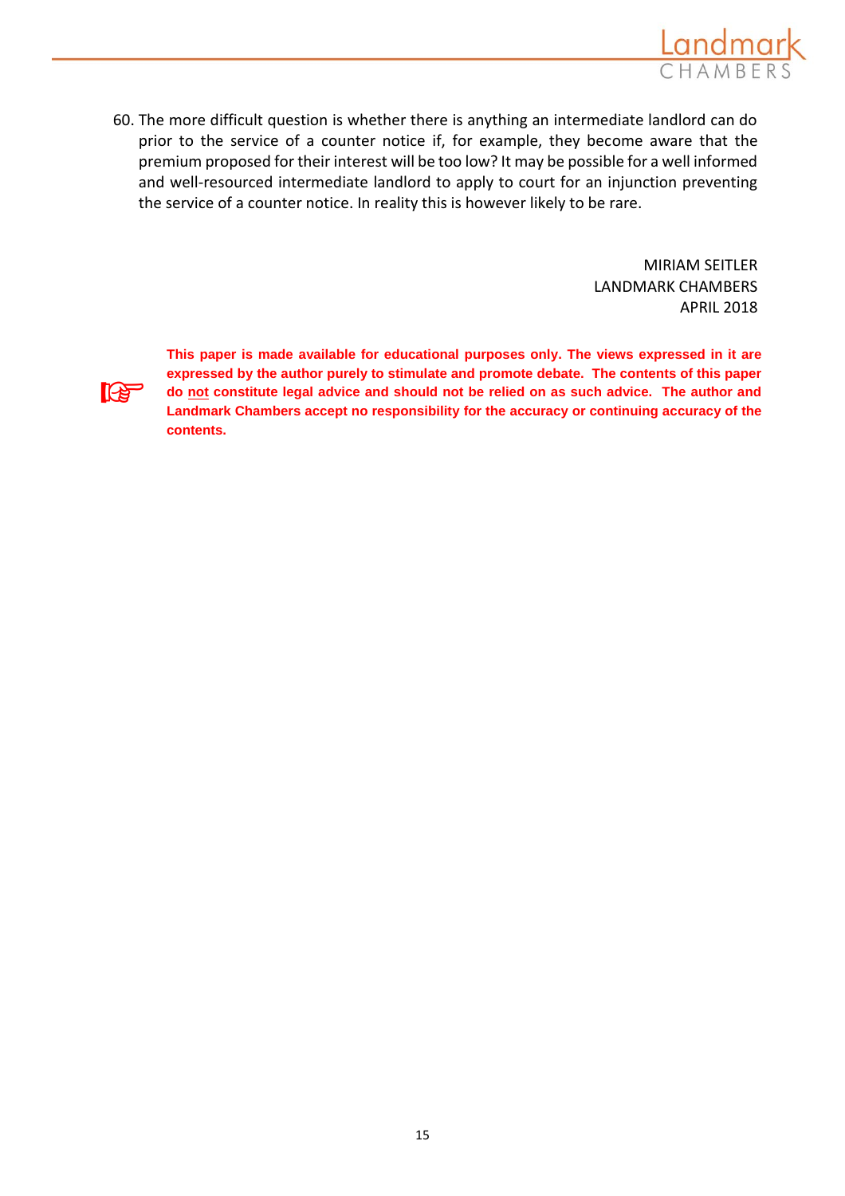60. The more difficult question is whether there is anything an intermediate landlord can do prior to the service of a counter notice if, for example, they become aware that the premium proposed for their interest will be too low? It may be possible for a well informed and well-resourced intermediate landlord to apply to court for an injunction preventing the service of a counter notice. In reality this is however likely to be rare.

MIRIAM SEITLER
LANDMARK CHAMBERS
APRIL 2018

**This paper is made available for educational purposes only. The views expressed in it are expressed by the author purely to stimulate and promote debate. The contents of this paper do not constitute legal advice and should not be relied on as such advice. The author and Landmark Chambers accept no responsibility for the accuracy or continuing accuracy of the contents.**